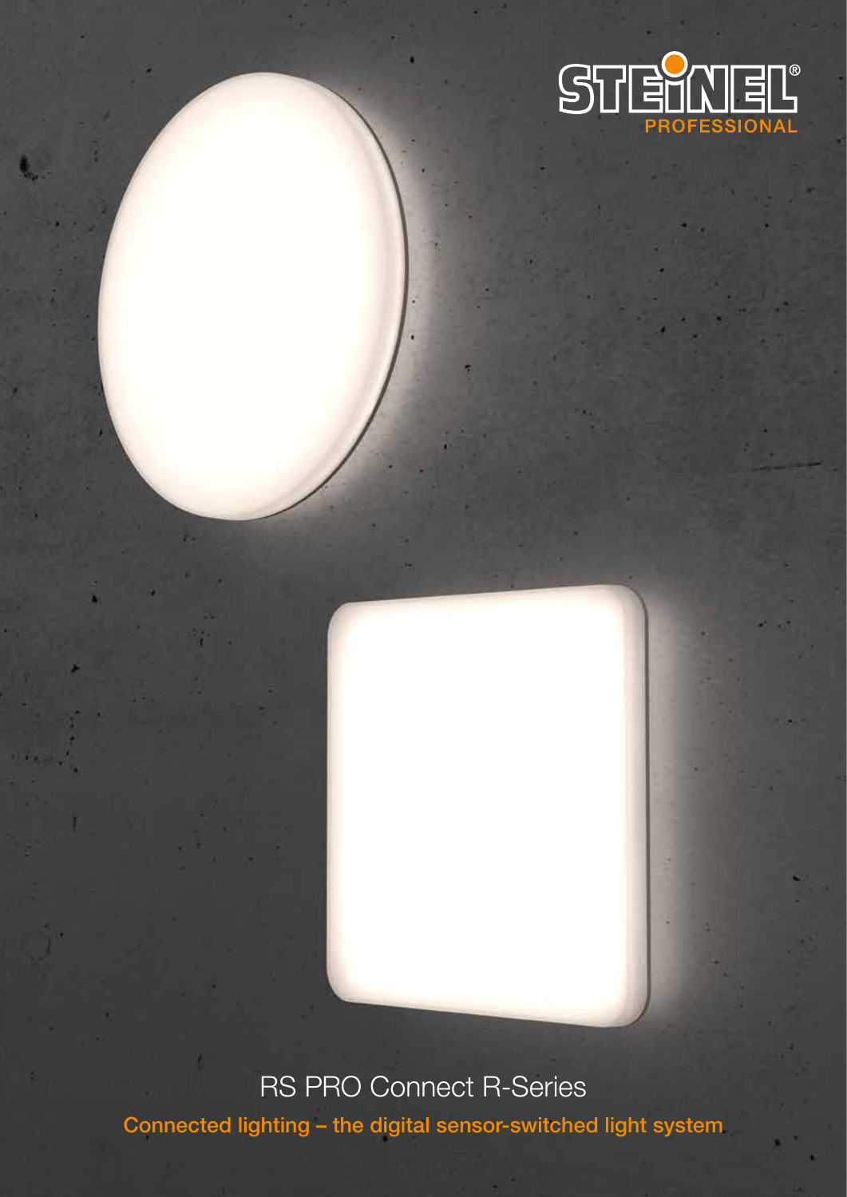STEINEL® PROFESSIONAL

# RS PRO Connect R-Series

**Connected lighting – the digital sensor-switched light system**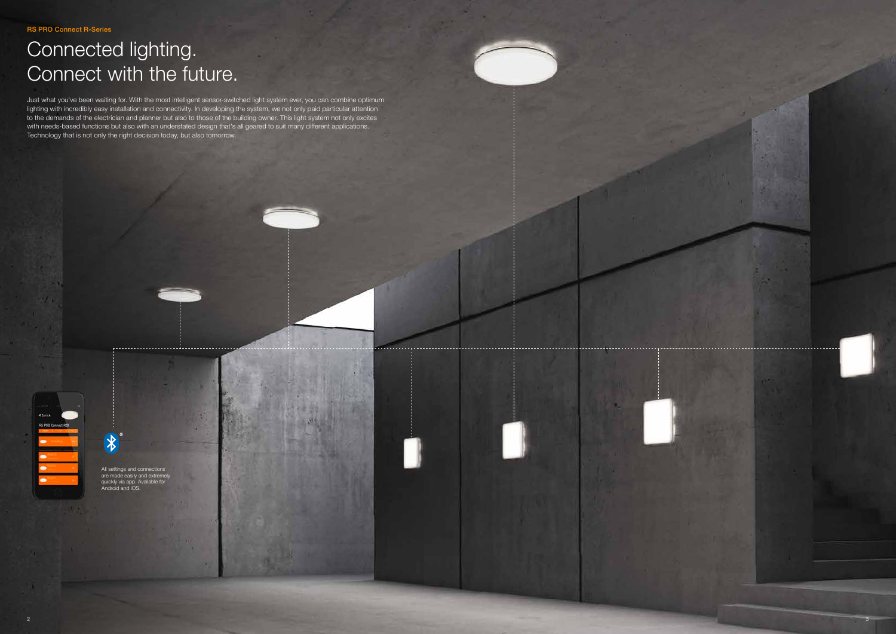RS PRO Connect R-Series

# Connected lighting. Connect with the future.

Just what you've been waiting for. With the most intelligent sensor-switched light system ever, you can combine optimum lighting with incredibly easy installation and connectivity. In developing the system, we not only paid particular attention to the demands of the electrician and planner but also to those of the building owner. This light system not only excites with needs-based functions but also with an understated design that's all geared to suit many different applications. Technology that is not only the right decision today, but also tomorrow.

All settings and connections are made easily and extremely quickly via app. Available for Android and iOS.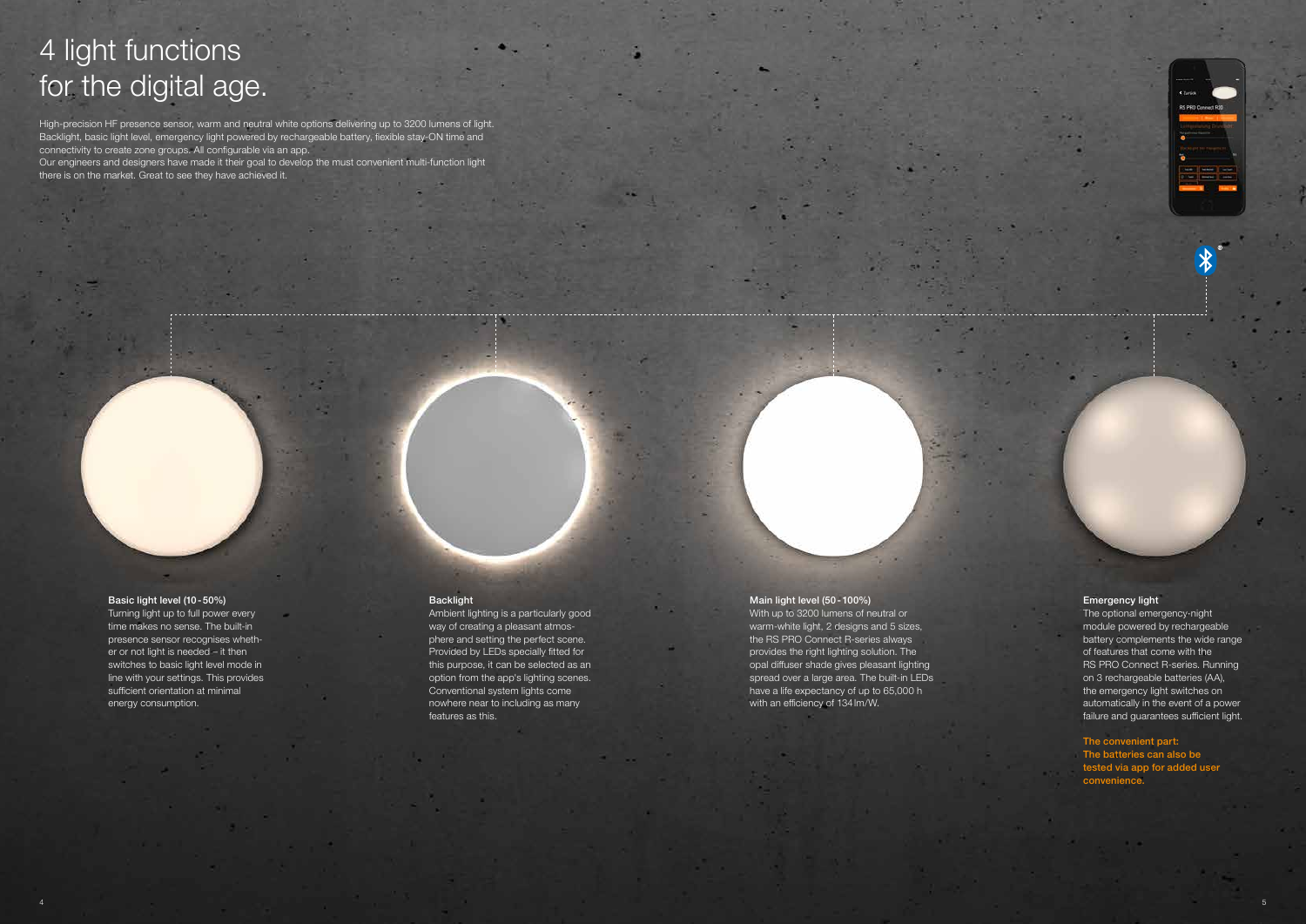# 4 light functions for the digital age.

High-precision HF presence sensor, warm and neutral white options delivering up to 3200 lumens of light. Backlight, basic light level, emergency light powered by rechargeable battery, flexible stay-ON time and connectivity to create zone groups. All configurable via an app.
Our engineers and designers have made it their goal to develop the must convenient multi-function light there is on the market. Great to see they have achieved it.

**Basic light level (10 - 50%)**
Turning light up to full power every time makes no sense. The built-in presence sensor recognises whether or not light is needed – it then switches to basic light level mode in line with your settings. This provides sufficient orientation at minimal energy consumption.

**Backlight**
Ambient lighting is a particularly good way of creating a pleasant atmosphere and setting the perfect scene. Provided by LEDs specially fitted for this purpose, it can be selected as an option from the app's lighting scenes. Conventional system lights come nowhere near to including as many features as this.

**Main light level (50 - 100%)**
With up to 3200 lumens of neutral or warm-white light, 2 designs and 5 sizes, the RS PRO Connect R-series always provides the right lighting solution. The opal diffuser shade gives pleasant lighting spread over a large area. The built-in LEDs have a life expectancy of up to 65,000 h with an efficiency of 134 lm/W.

**Emergency light**
The optional emergency-night module powered by rechargeable battery complements the wide range of features that come with the RS PRO Connect R-series. Running on 3 rechargeable batteries (AA), the emergency light switches on automatically in the event of a power failure and guarantees sufficient light.

**The convenient part:
The batteries can also be tested via app for added user convenience.**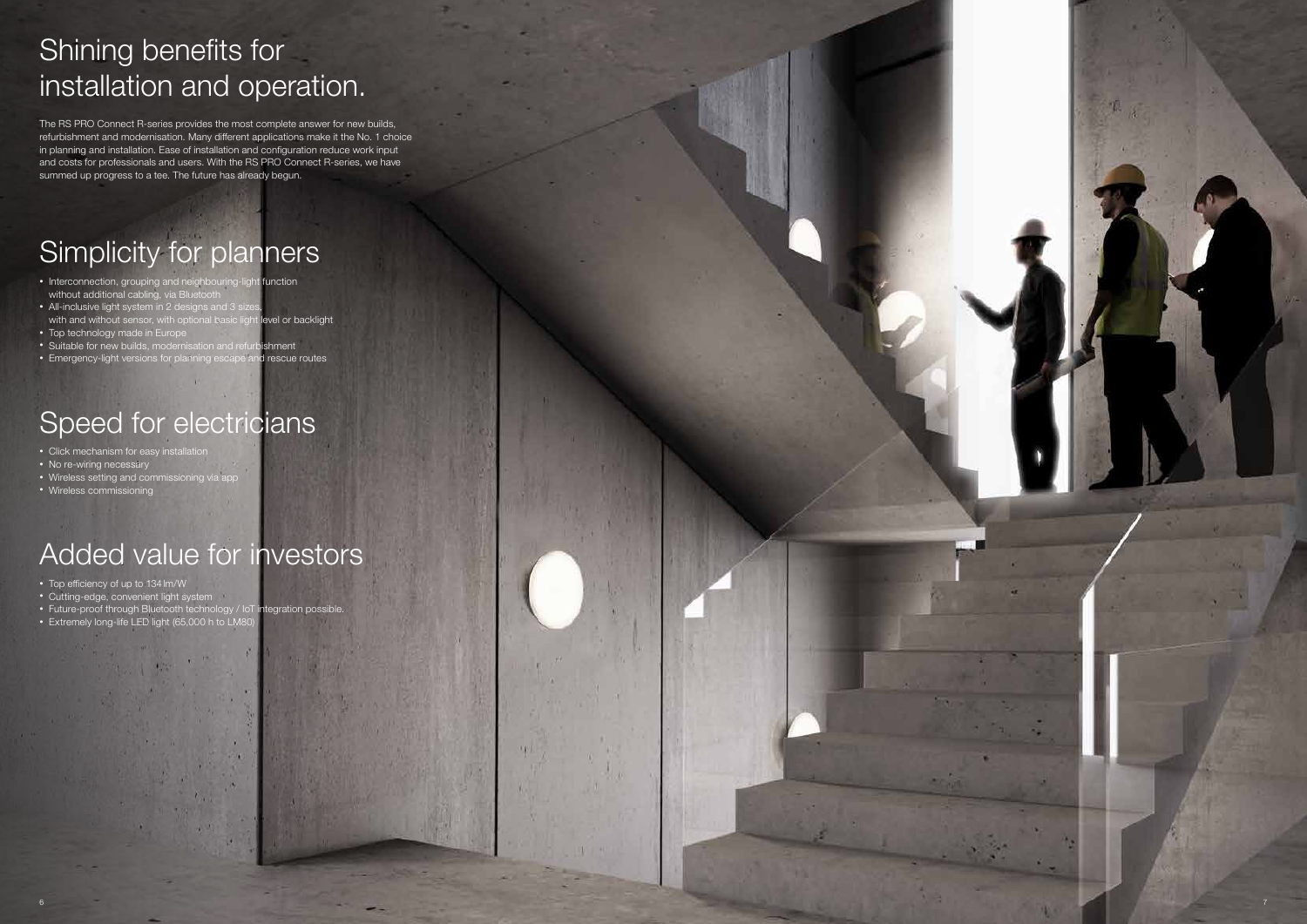# Shining benefits for installation and operation.

The RS PRO Connect R-series provides the most complete answer for new builds, refurbishment and modernisation. Many different applications make it the No. 1 choice in planning and installation. Ease of installation and configuration reduce work input and costs for professionals and users. With the RS PRO Connect R-series, we have summed up progress to a tee. The future has already begun.

## Simplicity for planners

- Interconnection, grouping and neighbouring-light function without additional cabling, via Bluetooth
- All-inclusive light system in 2 designs and 3 sizes, with and without sensor, with optional basic light level or backlight
- Top technology made in Europe
- Suitable for new builds, modernisation and refurbishment
- Emergency-light versions for planning escape and rescue routes

## Speed for electricians

- Click mechanism for easy installation
- No re-wiring necessary
- Wireless setting and commissioning via app
- Wireless commissioning

## Added value for investors

- Top efficiency of up to 134 lm/W
- Cutting-edge, convenient light system
- Future-proof through Bluetooth technology / IoT integration possible.
- Extremely long-life LED light (65,000 h to LM80)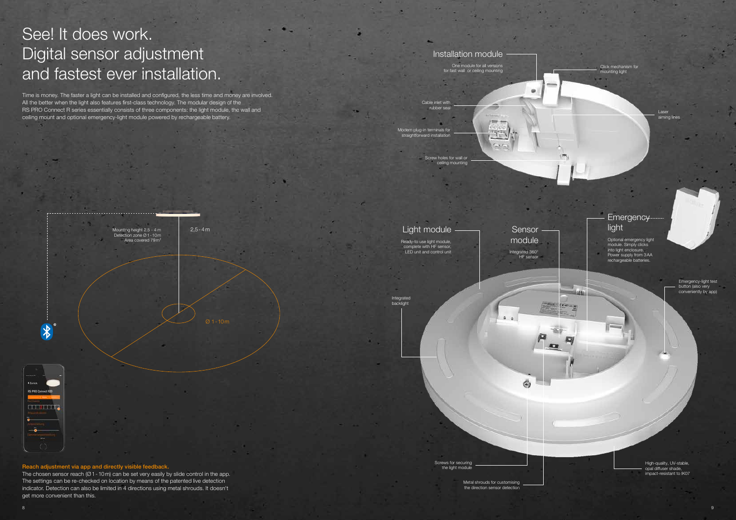# See! It does work. Digital sensor adjustment and fastest ever installation.

Time is money. The faster a light can be installed and configured, the less time and money are involved. All the better when the light also features first-class technology. The modular design of the RS PRO Connect R series essentially consists of three components: the light module, the wall and ceiling mount and optional emergency-light module powered by rechargeable battery.

Mounting height 2.5 - 4 m
Detection zone Ø 1 - 10 m
Area covered 79 m²

2,5 - 4 m

Ø 1 - 10 m

**Reach adjustment via app and directly visible feedback.**
The chosen sensor reach (Ø 1 - 10 m) can be set very easily by slide control in the app. The settings can be re-checked on location by means of the patented live detection indicator. Detection can also be limited in 4 directions using metal shrouds. It doesn't get more convenient than this.

## Installation module

One module for all versions for fast wall or ceiling mounting

Click mechanism for mounting light

Cable inlet with rubber seal

Laser aiming lines

Modern plug-in terminals for straightforward installation

Screw holes for wall or ceiling mounting

## Light module

Ready-to use light module, complete with HF sensor, LED unit and control unit

## Sensor module

Integrated 360° HF sensor

## Emergency light

Optional emergency light module. Simply clicks into light enclosure. Power supply from 3 AA rechargeable batteries.

Integrated backlight

Emergency-light test button (also very conveniently by app)

Screws for securing the light module

Metal shrouds for customising the direction sensor detection

High-quality, UV-stable, opal diffuser shade, impact-resistant to IK07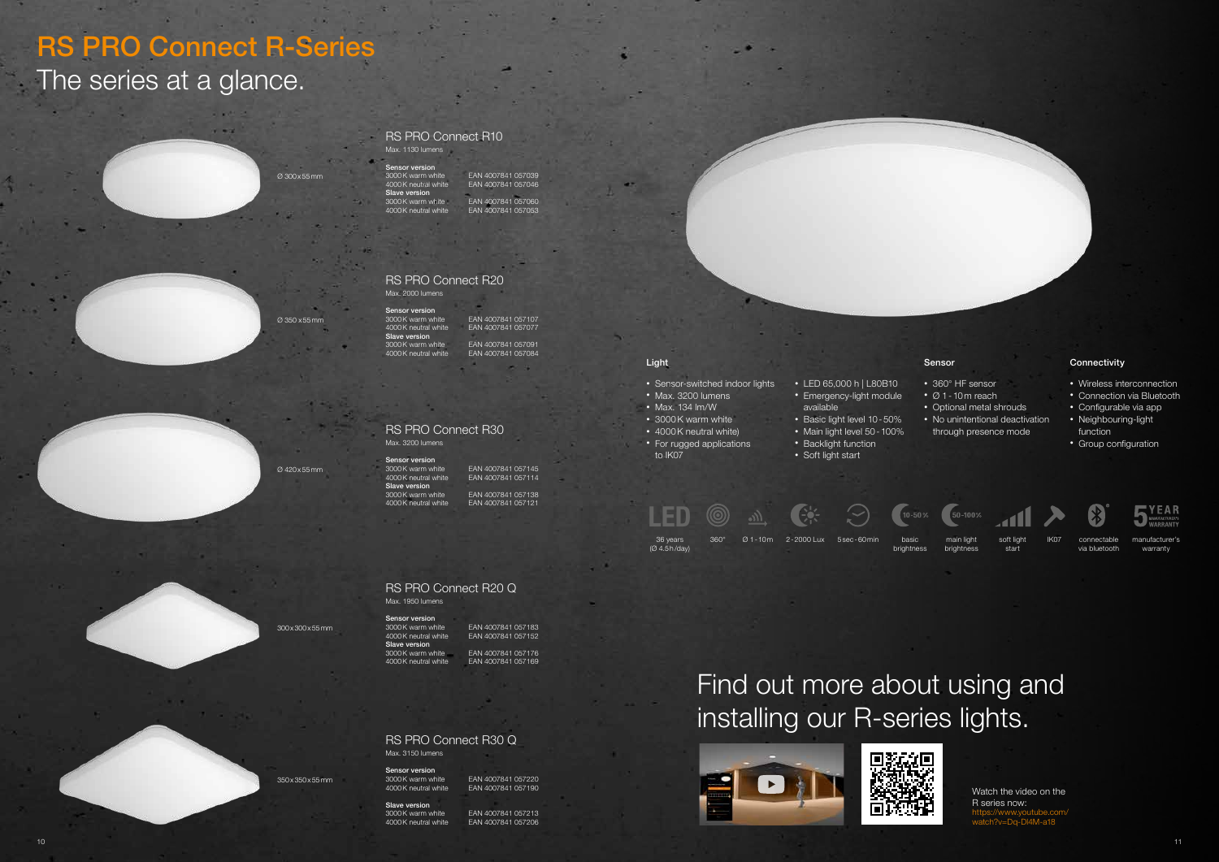# RS PRO Connect R-Series

## The series at a glance.

Ø 300 x 55 mm

### RS PRO Connect R10

Max. 1130 lumens

**Sensor version**

| | |
|---|---|
| 3000 K warm white | EAN 4007841 057039 |
| 4000 K neutral white | EAN 4007841 057046 |

**Slave version**

| | |
|---|---|
| 3000 K warm white | EAN 4007841 057060 |
| 4000 K neutral white | EAN 4007841 057053 |

Ø 350 x 55 mm

### RS PRO Connect R20

Max. 2000 lumens

**Sensor version**

| | |
|---|---|
| 3000 K warm white | EAN 4007841 057107 |
| 4000 K neutral white | EAN 4007841 057077 |

**Slave version**

| | |
|---|---|
| 3000 K warm white | EAN 4007841 057091 |
| 4000 K neutral white | EAN 4007841 057084 |

Ø 420 x 55 mm

### RS PRO Connect R30

Max. 3200 lumens

**Sensor version**

| | |
|---|---|
| 3000 K warm white | EAN 4007841 057145 |
| 4000 K neutral white | EAN 4007841 057114 |

**Slave version**

| | |
|---|---|
| 3000 K warm white | EAN 4007841 057138 |
| 4000 K neutral white | EAN 4007841 057121 |

300 x 300 x 55 mm

### RS PRO Connect R20 Q

Max. 1950 lumens

**Sensor version**

| | |
|---|---|
| 3000 K warm white | EAN 4007841 057183 |
| 4000 K neutral white | EAN 4007841 057152 |

**Slave version**

| | |
|---|---|
| 3000 K warm white | EAN 4007841 057176 |
| 4000 K neutral white | EAN 4007841 057169 |

350 x 350 x 55 mm

### RS PRO Connect R30 Q

Max. 3150 lumens

**Sensor version**

| | |
|---|---|
| 3000 K warm white | EAN 4007841 057220 |
| 4000 K neutral white | EAN 4007841 057190 |

**Slave version**

| | |
|---|---|
| 3000 K warm white | EAN 4007841 057213 |
| 4000 K neutral white | EAN 4007841 057206 |

#### Light

- Sensor-switched indoor lights
- Max. 3200 lumens
- Max. 134 lm/W
- 3000 K warm white
- 4000 K neutral white)
- For rugged applications to IK07
- LED 65,000 h | L80B10
- Emergency-light module available
- Basic light level 10 - 50%
- Main light level 50 - 100%
- Backlight function
- Soft light start

#### Sensor

- 360° HF sensor
- Ø 1 - 10 m reach
- Optional metal shrouds
- No unintentional deactivation through presence mode

#### Connectivity

- Wireless interconnection
- Connection via Bluetooth
- Configurable via app
- Neighbouring-light function
- Group configuration

36 years (Ø 4.5 h/day) | 360° | Ø 1 - 10 m | 2 - 2000 Lux | 5 sec - 60 min | basic brightness (10-50 %) | main light brightness (50-100 %) | soft light start | IK07 | connectable via bluetooth | manufacturer's warranty (5 YEAR)

## Find out more about using and installing our R-series lights.

Watch the video on the R series now: https://www.youtube.com/watch?v=Dq-Dl4M-a18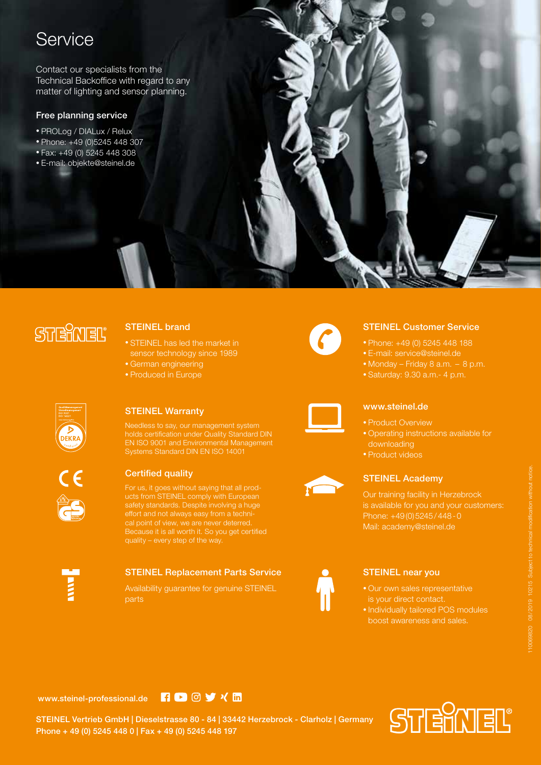# Service

Contact our specialists from the Technical Backoffice with regard to any matter of lighting and sensor planning.

### Free planning service

- PROLog / DIALux / Relux
- Phone: +49 (0)5245 448 307
- Fax: +49 (0) 5245 448 308
- E-mail: objekte@steinel.de

### STEINEL brand

- STEINEL has led the market in sensor technology since 1989
- German engineering
- Produced in Europe

### STEINEL Warranty

Needless to say, our management system holds certification under Quality Standard DIN EN ISO 9001 and Environmental Management Systems Standard DIN EN ISO 14001

### Certified quality

For us, it goes without saying that all products from STEINEL comply with European safety standards. Despite involving a huge effort and not always easy from a technical point of view, we are never deterred. Because it is all worth it. So you get certified quality – every step of the way.

### STEINEL Replacement Parts Service

Availability guarantee for genuine STEINEL parts

### STEINEL Customer Service

- Phone: +49 (0) 5245 448 188
- E-mail: service@steinel.de
- Monday – Friday 8 a.m. – 8 p.m.
- Saturday: 9.30 a.m.- 4 p.m.

### www.steinel.de

- Product Overview
- Operating instructions available for downloading
- Product videos

### STEINEL Academy

Our training facility in Herzebrock is available for you and your customers:
Phone: +49 (0) 5245 / 448 - 0
Mail: academy@steinel.de

### STEINEL near you

- Our own sales representative is your direct contact.
- Individually tailored POS modules boost awareness and sales.

110069820 08/2019 10215 Subject to technical modification without notice.

www.steinel-professional.de

**STEINEL Vertrieb GmbH | Dieselstrasse 80 - 84 | 33442 Herzebrock - Clarholz | Germany**
**Phone + 49 (0) 5245 448 0 | Fax + 49 (0) 5245 448 197**